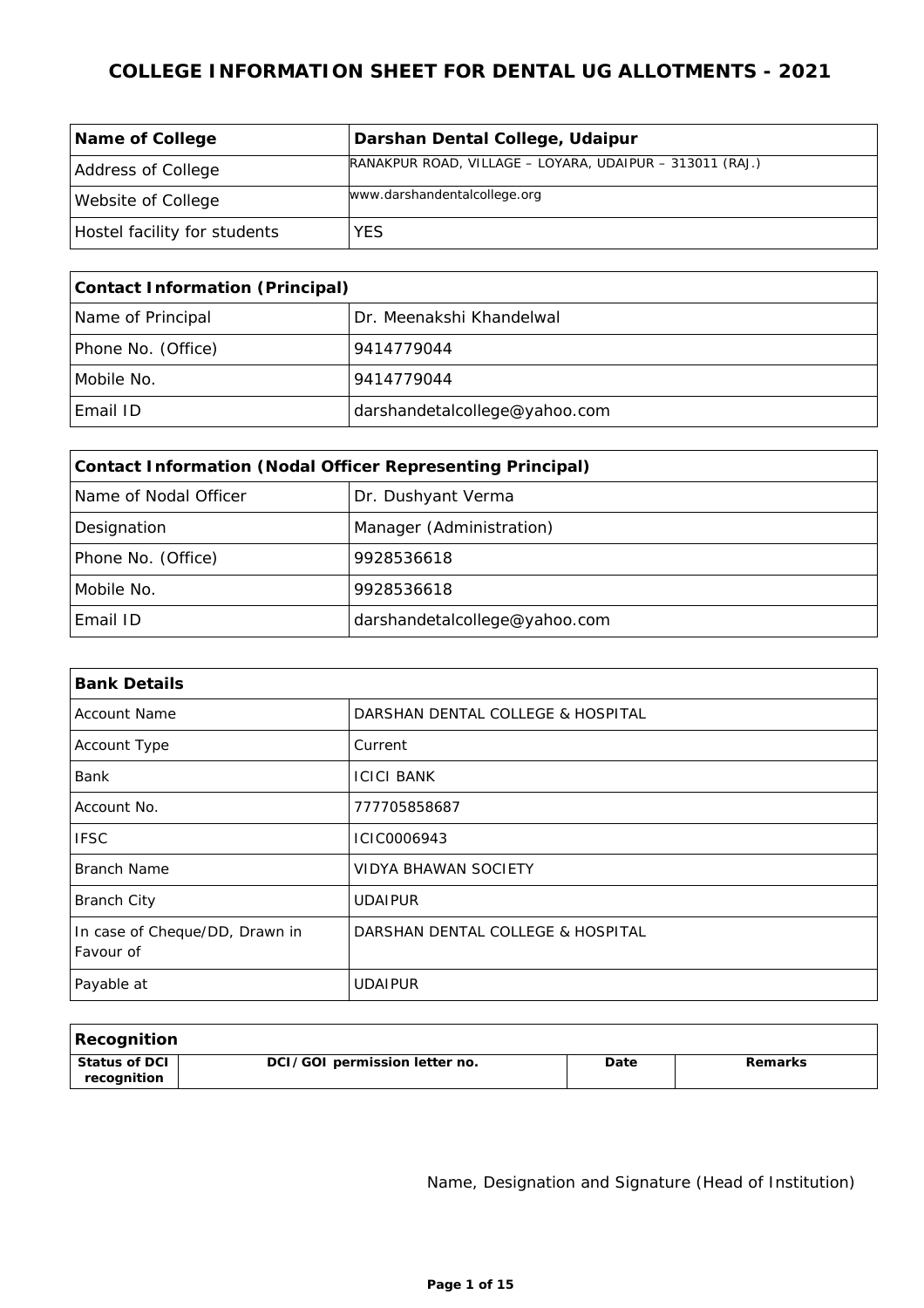# COLLEGE INFORMATION SHEET FOR DENTAL UG ALLOTMENTS - 2021

| **Name of College** | **Darshan Dental College, Udaipur** |
|---|---|
| Address of College | RANAKPUR ROAD, VILLAGE – LOYARA, UDAIPUR – 313011 (RAJ.) |
| Website of College | www.darshandentalcollege.org |
| Hostel facility for students | YES |

| **Contact Information (Principal)** | |
|---|---|
| Name of Principal | Dr. Meenakshi Khandelwal |
| Phone No. (Office) | 9414779044 |
| Mobile No. | 9414779044 |
| Email ID | darshandetalcollege@yahoo.com |

| **Contact Information (Nodal Officer Representing Principal)** | |
|---|---|
| Name of Nodal Officer | Dr. Dushyant Verma |
| Designation | Manager (Administration) |
| Phone No. (Office) | 9928536618 |
| Mobile No. | 9928536618 |
| Email ID | darshandetalcollege@yahoo.com |

| **Bank Details** | |
|---|---|
| Account Name | DARSHAN DENTAL COLLEGE & HOSPITAL |
| Account Type | Current |
| Bank | ICICI BANK |
| Account No. | 777705858687 |
| IFSC | ICIC0006943 |
| Branch Name | VIDYA BHAWAN SOCIETY |
| Branch City | UDAIPUR |
| In case of Cheque/DD, Drawn in Favour of | DARSHAN DENTAL COLLEGE & HOSPITAL |
| Payable at | UDAIPUR |

| **Recognition** | | | |
|---|---|---|---|
| **Status of DCI recognition** | **DCI/GOI permission letter no.** | **Date** | **Remarks** |

Name, Designation and Signature (Head of Institution)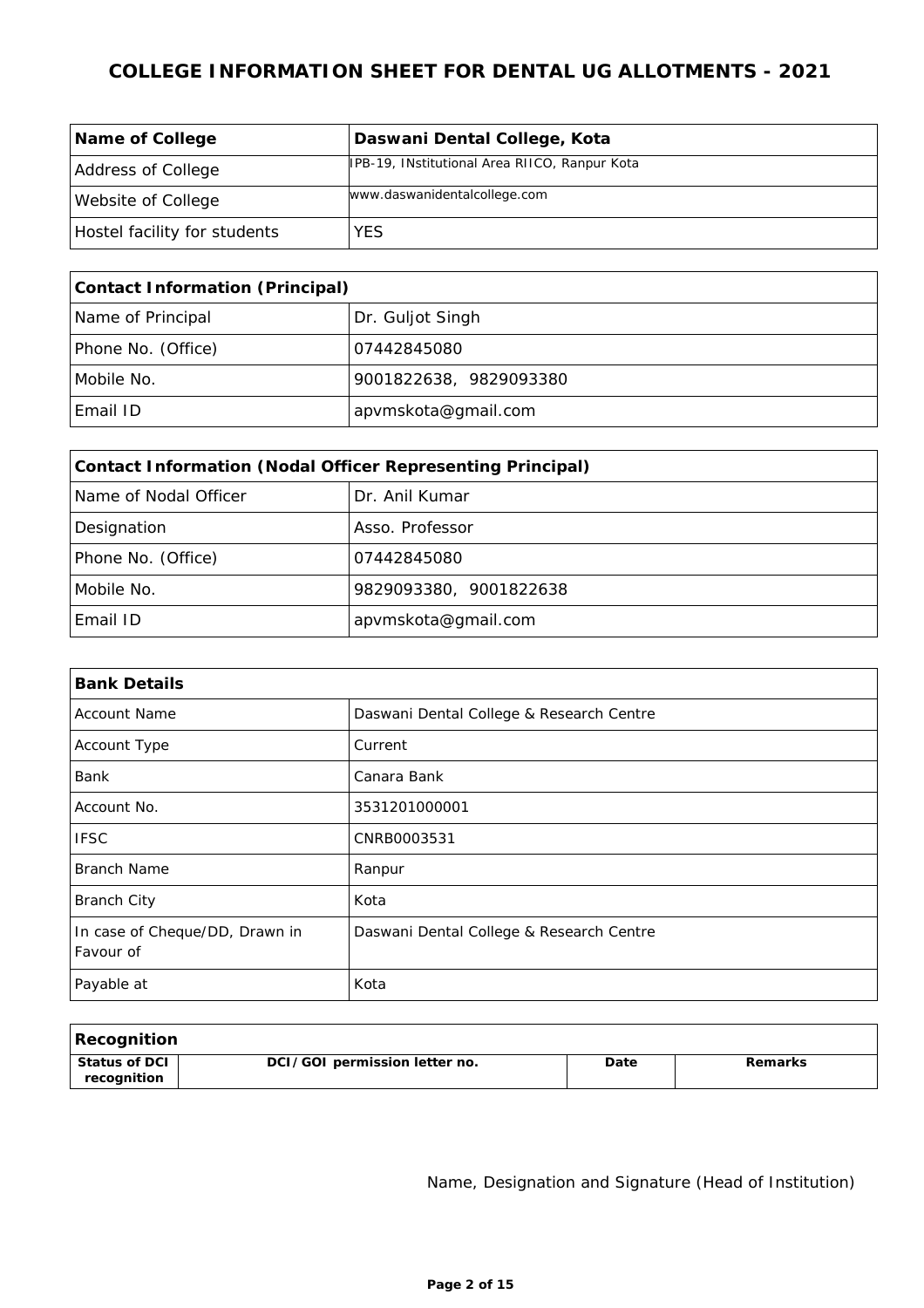# COLLEGE INFORMATION SHEET FOR DENTAL UG ALLOTMENTS - 2021

| **Name of College** | **Daswani Dental College, Kota** |
|---|---|
| Address of College | IPB-19, INstitutional Area RIICO, Ranpur Kota |
| Website of College | www.daswanidentalcollege.com |
| Hostel facility for students | YES |

| **Contact Information (Principal)** | |
|---|---|
| Name of Principal | Dr. Guljot Singh |
| Phone No. (Office) | 07442845080 |
| Mobile No. | 9001822638, 9829093380 |
| Email ID | apvmskota@gmail.com |

| **Contact Information (Nodal Officer Representing Principal)** | |
|---|---|
| Name of Nodal Officer | Dr. Anil Kumar |
| Designation | Asso. Professor |
| Phone No. (Office) | 07442845080 |
| Mobile No. | 9829093380, 9001822638 |
| Email ID | apvmskota@gmail.com |

| **Bank Details** | |
|---|---|
| Account Name | Daswani Dental College & Research Centre |
| Account Type | Current |
| Bank | Canara Bank |
| Account No. | 3531201000001 |
| IFSC | CNRB0003531 |
| Branch Name | Ranpur |
| Branch City | Kota |
| In case of Cheque/DD, Drawn in Favour of | Daswani Dental College & Research Centre |
| Payable at | Kota |

| **Recognition** | | | |
|---|---|---|---|
| **Status of DCI recognition** | **DCI/GOI permission letter no.** | **Date** | **Remarks** |

Name, Designation and Signature (Head of Institution)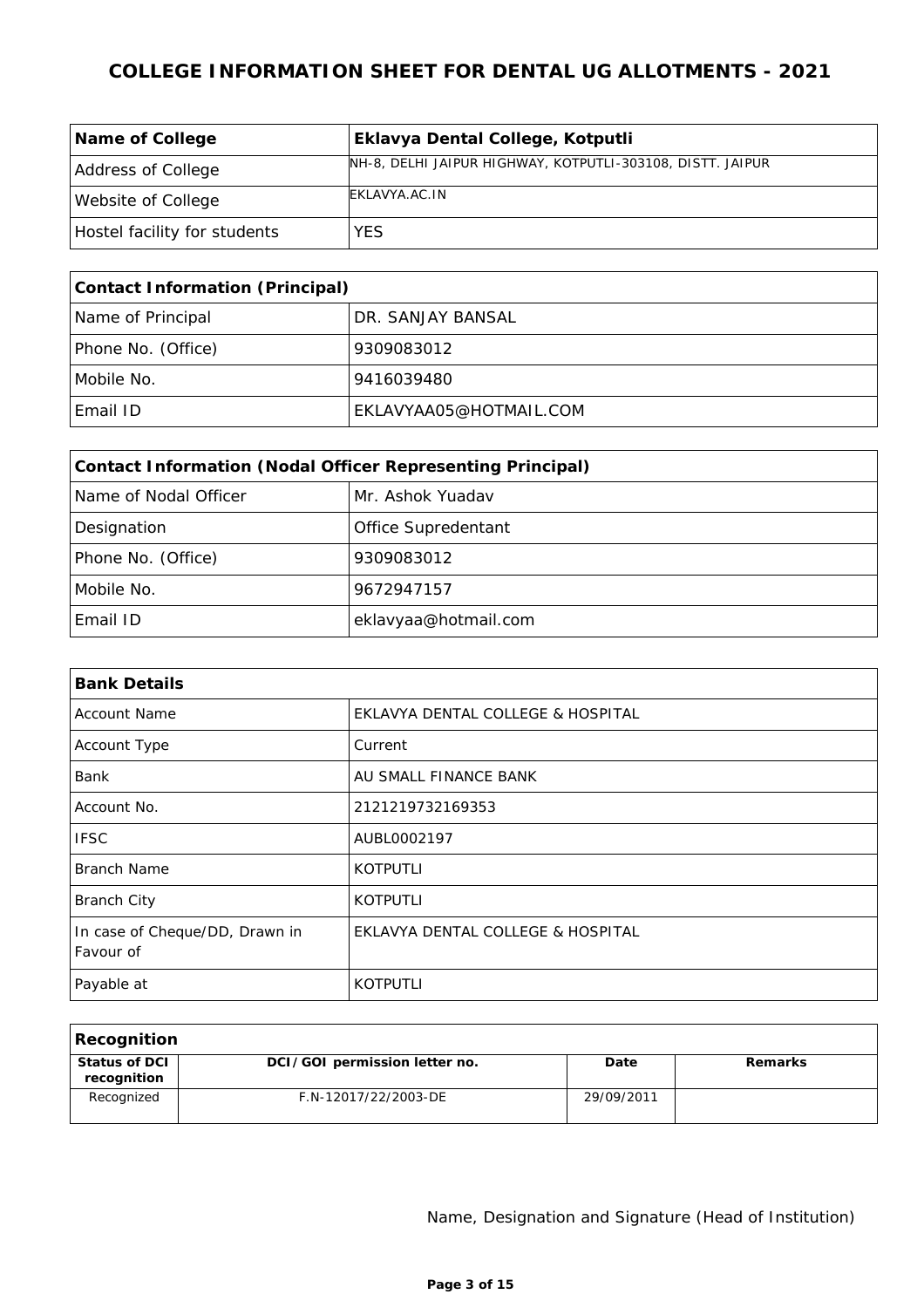# COLLEGE INFORMATION SHEET FOR DENTAL UG ALLOTMENTS - 2021

| Name of College | Eklavya Dental College, Kotputli |
|---|---|
| Address of College | NH-8, DELHI JAIPUR HIGHWAY, KOTPUTLI-303108, DISTT. JAIPUR |
| Website of College | EKLAVYA.AC.IN |
| Hostel facility for students | YES |

| Contact Information (Principal) | |
|---|---|
| Name of Principal | DR. SANJAY BANSAL |
| Phone No. (Office) | 9309083012 |
| Mobile No. | 9416039480 |
| Email ID | EKLAVYAA05@HOTMAIL.COM |

| Contact Information (Nodal Officer Representing Principal) | |
|---|---|
| Name of Nodal Officer | Mr. Ashok Yuadav |
| Designation | Office Supredentant |
| Phone No. (Office) | 9309083012 |
| Mobile No. | 9672947157 |
| Email ID | eklavyaa@hotmail.com |

| Bank Details | |
|---|---|
| Account Name | EKLAVYA DENTAL COLLEGE & HOSPITAL |
| Account Type | Current |
| Bank | AU SMALL FINANCE BANK |
| Account No. | 2121219732169353 |
| IFSC | AUBL0002197 |
| Branch Name | KOTPUTLI |
| Branch City | KOTPUTLI |
| In case of Cheque/DD, Drawn in Favour of | EKLAVYA DENTAL COLLEGE & HOSPITAL |
| Payable at | KOTPUTLI |

| Recognition | | | |
|---|---|---|---|
| **Status of DCI recognition** | **DCI/GOI permission letter no.** | **Date** | **Remarks** |
| Recognized | F.N-12017/22/2003-DE | 29/09/2011 | |

Name, Designation and Signature (Head of Institution)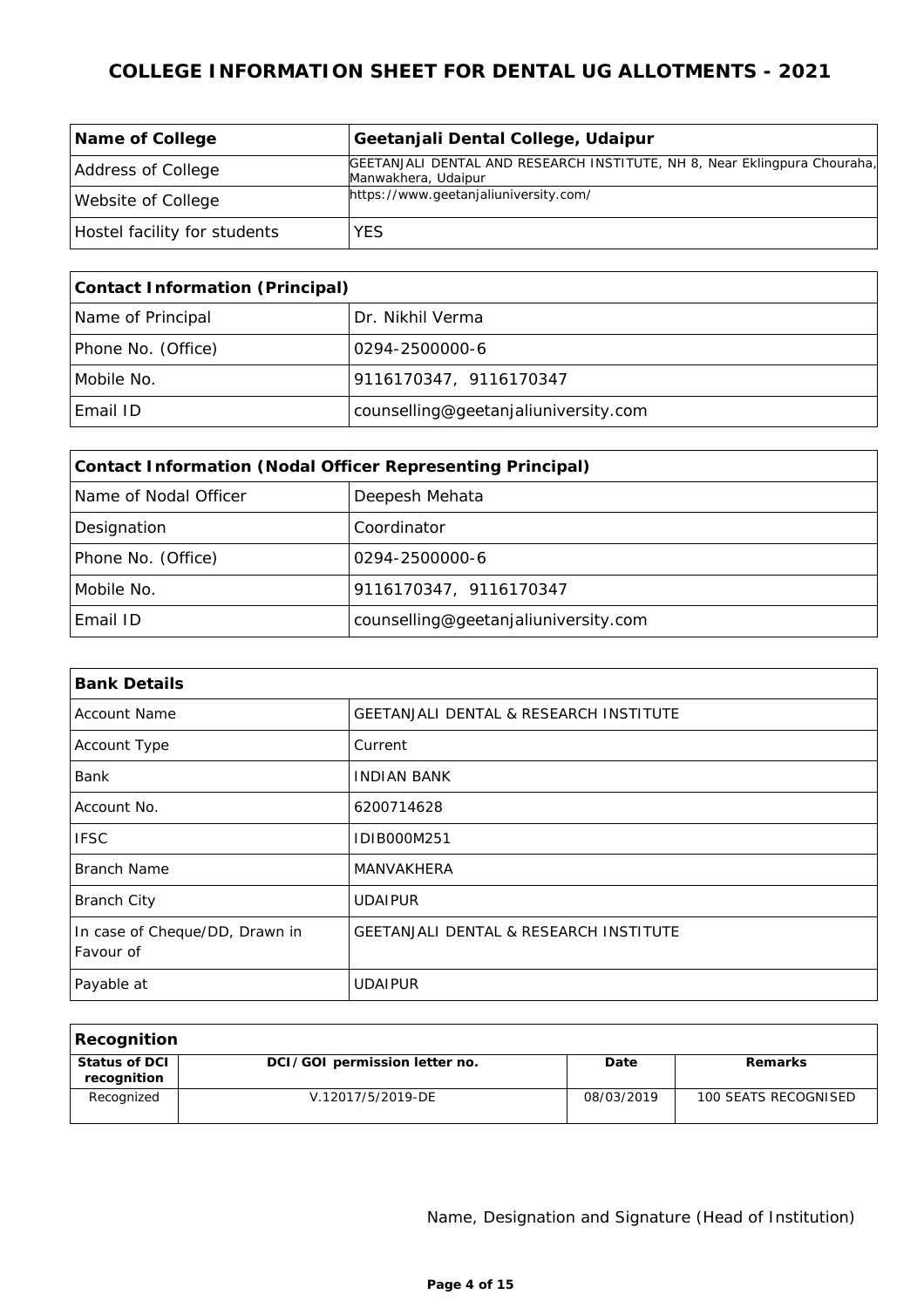# COLLEGE INFORMATION SHEET FOR DENTAL UG ALLOTMENTS - 2021

| **Name of College** | **Geetanjali Dental College, Udaipur** |
|---|---|
| Address of College | GEETANJALI DENTAL AND RESEARCH INSTITUTE, NH 8, Near Eklingpura Chouraha, Manwakhera, Udaipur |
| Website of College | https://www.geetanjaliuniversity.com/ |
| Hostel facility for students | YES |

| **Contact Information (Principal)** | |
|---|---|
| Name of Principal | Dr. Nikhil Verma |
| Phone No. (Office) | 0294-2500000-6 |
| Mobile No. | 9116170347, 9116170347 |
| Email ID | counselling@geetanjaliuniversity.com |

| **Contact Information (Nodal Officer Representing Principal)** | |
|---|---|
| Name of Nodal Officer | Deepesh Mehata |
| Designation | Coordinator |
| Phone No. (Office) | 0294-2500000-6 |
| Mobile No. | 9116170347, 9116170347 |
| Email ID | counselling@geetanjaliuniversity.com |

| **Bank Details** | |
|---|---|
| Account Name | GEETANJALI DENTAL & RESEARCH INSTITUTE |
| Account Type | Current |
| Bank | INDIAN BANK |
| Account No. | 6200714628 |
| IFSC | IDIB000M251 |
| Branch Name | MANVAKHERA |
| Branch City | UDAIPUR |
| In case of Cheque/DD, Drawn in Favour of | GEETANJALI DENTAL & RESEARCH INSTITUTE |
| Payable at | UDAIPUR |

| **Recognition** | | | |
|---|---|---|---|
| **Status of DCI recognition** | **DCI/GOI permission letter no.** | **Date** | **Remarks** |
| Recognized | V.12017/5/2019-DE | 08/03/2019 | 100 SEATS RECOGNISED |

Name, Designation and Signature (Head of Institution)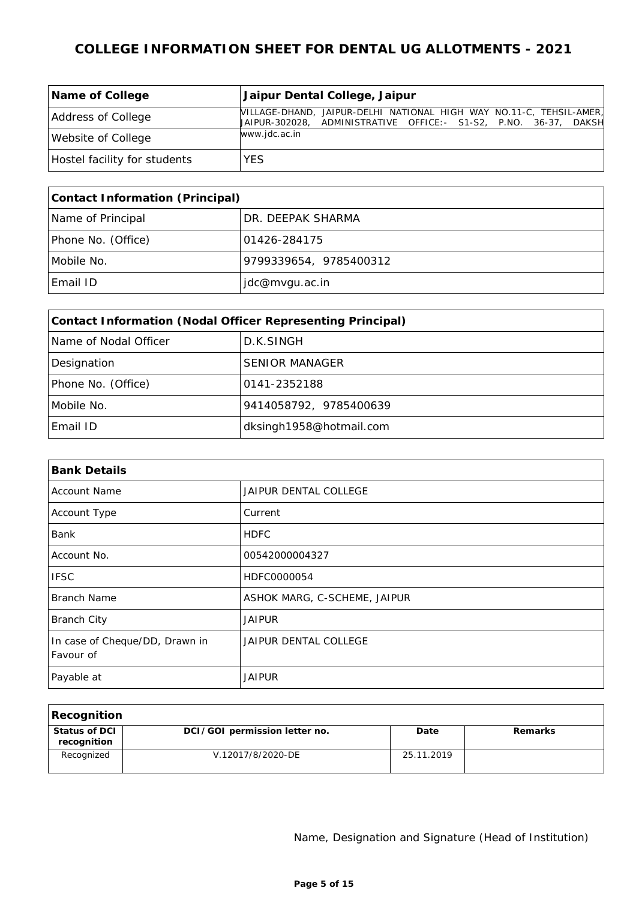# COLLEGE INFORMATION SHEET FOR DENTAL UG ALLOTMENTS - 2021

| **Name of College** | **Jaipur Dental College, Jaipur** |
|---|---|
| Address of College | VILLAGE-DHAND, JAIPUR-DELHI NATIONAL HIGH WAY NO.11-C, TEHSIL-AMER, JAIPUR-302028, ADMINISTRATIVE OFFICE:- S1-S2, P.NO. 36-37, DAKSH |
| Website of College | www.jdc.ac.in |
| Hostel facility for students | YES |

| **Contact Information (Principal)** | |
|---|---|
| Name of Principal | DR. DEEPAK SHARMA |
| Phone No. (Office) | 01426-284175 |
| Mobile No. | 9799339654, 9785400312 |
| Email ID | jdc@mvgu.ac.in |

| **Contact Information (Nodal Officer Representing Principal)** | |
|---|---|
| Name of Nodal Officer | D.K.SINGH |
| Designation | SENIOR MANAGER |
| Phone No. (Office) | 0141-2352188 |
| Mobile No. | 9414058792, 9785400639 |
| Email ID | dksingh1958@hotmail.com |

| **Bank Details** | |
|---|---|
| Account Name | JAIPUR DENTAL COLLEGE |
| Account Type | Current |
| Bank | HDFC |
| Account No. | 00542000004327 |
| IFSC | HDFC0000054 |
| Branch Name | ASHOK MARG, C-SCHEME, JAIPUR |
| Branch City | JAIPUR |
| In case of Cheque/DD, Drawn in Favour of | JAIPUR DENTAL COLLEGE |
| Payable at | JAIPUR |

**Recognition**

| Status of DCI recognition | DCI/GOI permission letter no. | Date | Remarks |
|---|---|---|---|
| Recognized | V.12017/8/2020-DE | 25.11.2019 | |

Name, Designation and Signature (Head of Institution)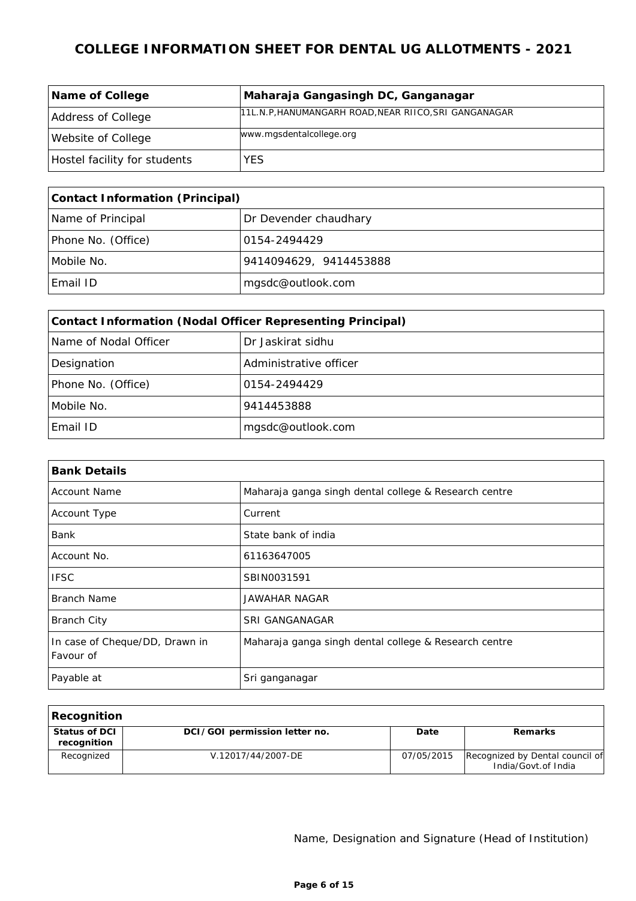# COLLEGE INFORMATION SHEET FOR DENTAL UG ALLOTMENTS - 2021

| Name of College | Maharaja Gangasingh DC, Ganganagar |
|---|---|
| Address of College | 11L.N.P,HANUMANGARH ROAD,NEAR RIICO,SRI GANGANAGAR |
| Website of College | www.mgsdentalcollege.org |
| Hostel facility for students | YES |

| Contact Information (Principal) | |
|---|---|
| Name of Principal | Dr Devender chaudhary |
| Phone No. (Office) | 0154-2494429 |
| Mobile No. | 9414094629, 9414453888 |
| Email ID | mgsdc@outlook.com |

| Contact Information (Nodal Officer Representing Principal) | |
|---|---|
| Name of Nodal Officer | Dr Jaskirat sidhu |
| Designation | Administrative officer |
| Phone No. (Office) | 0154-2494429 |
| Mobile No. | 9414453888 |
| Email ID | mgsdc@outlook.com |

| Bank Details | |
|---|---|
| Account Name | Maharaja ganga singh dental college & Research centre |
| Account Type | Current |
| Bank | State bank of india |
| Account No. | 61163647005 |
| IFSC | SBIN0031591 |
| Branch Name | JAWAHAR NAGAR |
| Branch City | SRI GANGANAGAR |
| In case of Cheque/DD, Drawn in Favour of | Maharaja ganga singh dental college & Research centre |
| Payable at | Sri ganganagar |

| Recognition | | | |
|---|---|---|---|
| **Status of DCI recognition** | **DCI/GOI permission letter no.** | **Date** | **Remarks** |
| Recognized | V.12017/44/2007-DE | 07/05/2015 | Recognized by Dental council of India/Govt.of India |

Name, Designation and Signature (Head of Institution)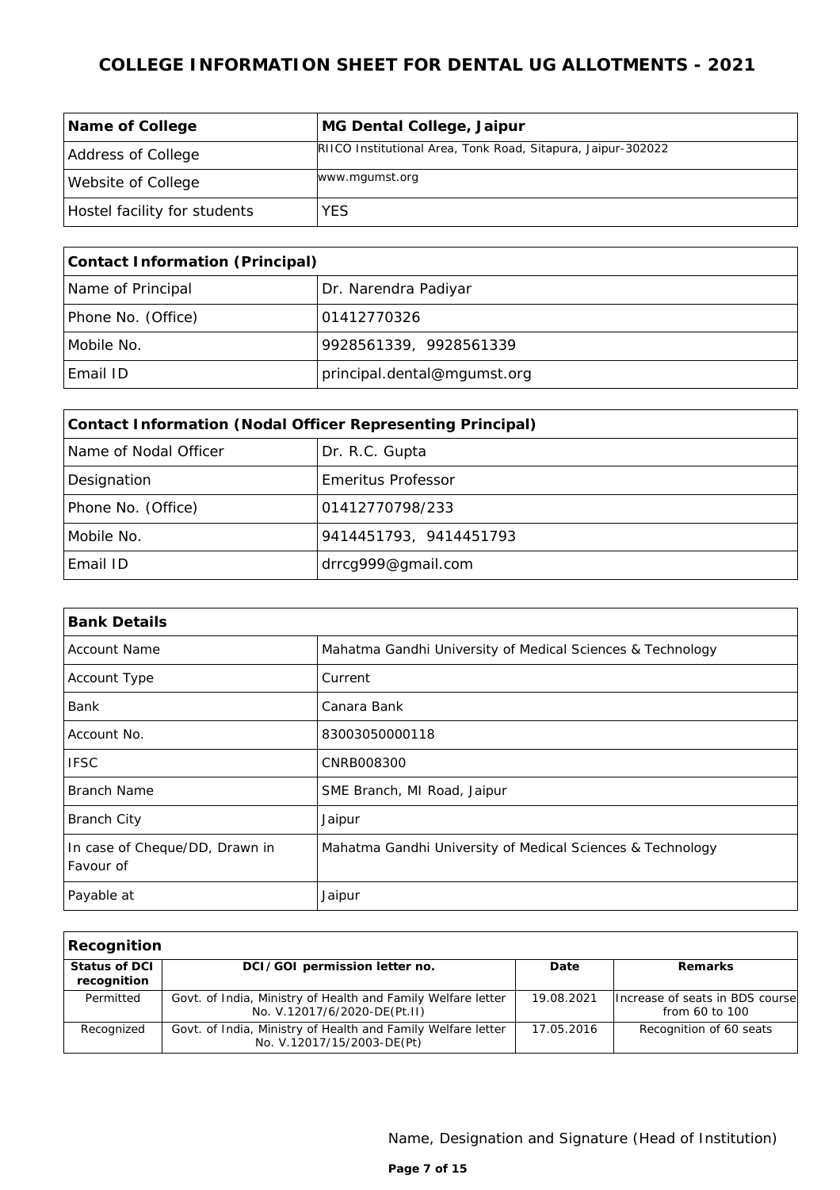# COLLEGE INFORMATION SHEET FOR DENTAL UG ALLOTMENTS - 2021

| Name of College | MG Dental College, Jaipur |
|---|---|
| Address of College | RIICO Institutional Area, Tonk Road, Sitapura, Jaipur-302022 |
| Website of College | www.mgumst.org |
| Hostel facility for students | YES |

| Contact Information (Principal) | |
|---|---|
| Name of Principal | Dr. Narendra Padiyar |
| Phone No. (Office) | 01412770326 |
| Mobile No. | 9928561339, 9928561339 |
| Email ID | principal.dental@mgumst.org |

| Contact Information (Nodal Officer Representing Principal) | |
|---|---|
| Name of Nodal Officer | Dr. R.C. Gupta |
| Designation | Emeritus Professor |
| Phone No. (Office) | 01412770798/233 |
| Mobile No. | 9414451793, 9414451793 |
| Email ID | drrcg999@gmail.com |

| Bank Details | |
|---|---|
| Account Name | Mahatma Gandhi University of Medical Sciences & Technology |
| Account Type | Current |
| Bank | Canara Bank |
| Account No. | 83003050000118 |
| IFSC | CNRB008300 |
| Branch Name | SME Branch, MI Road, Jaipur |
| Branch City | Jaipur |
| In case of Cheque/DD, Drawn in Favour of | Mahatma Gandhi University of Medical Sciences & Technology |
| Payable at | Jaipur |

| Recognition | | | |
|---|---|---|---|
| **Status of DCI recognition** | **DCI/GOI permission letter no.** | **Date** | **Remarks** |
| Permitted | Govt. of India, Ministry of Health and Family Welfare letter No. V.12017/6/2020-DE(Pt.II) | 19.08.2021 | Increase of seats in BDS course from 60 to 100 |
| Recognized | Govt. of India, Ministry of Health and Family Welfare letter No. V.12017/15/2003-DE(Pt) | 17.05.2016 | Recognition of 60 seats |

Name, Designation and Signature (Head of Institution)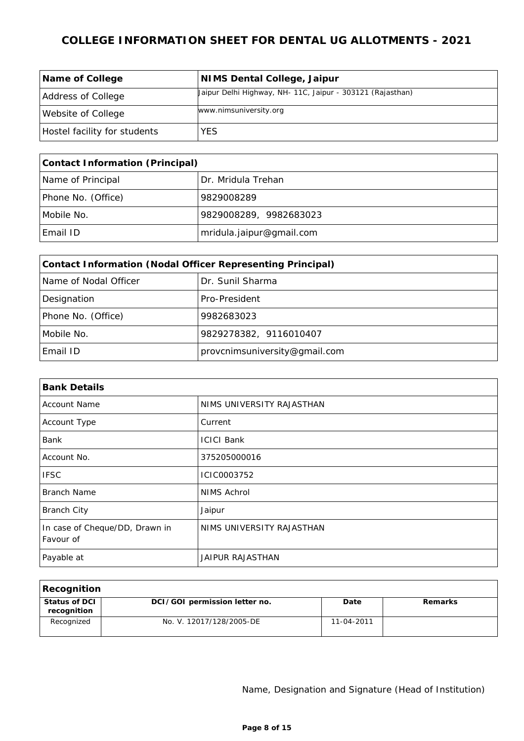# COLLEGE INFORMATION SHEET FOR DENTAL UG ALLOTMENTS - 2021

| **Name of College** | **NIMS Dental College, Jaipur** |
|---|---|
| Address of College | Jaipur Delhi Highway, NH- 11C, Jaipur - 303121 (Rajasthan) |
| Website of College | www.nimsuniversity.org |
| Hostel facility for students | YES |

| **Contact Information (Principal)** | |
|---|---|
| Name of Principal | Dr. Mridula Trehan |
| Phone No. (Office) | 9829008289 |
| Mobile No. | 9829008289, 9982683023 |
| Email ID | mridula.jaipur@gmail.com |

| **Contact Information (Nodal Officer Representing Principal)** | |
|---|---|
| Name of Nodal Officer | Dr. Sunil Sharma |
| Designation | Pro-President |
| Phone No. (Office) | 9982683023 |
| Mobile No. | 9829278382, 9116010407 |
| Email ID | provcnimsuniversity@gmail.com |

| **Bank Details** | |
|---|---|
| Account Name | NIMS UNIVERSITY RAJASTHAN |
| Account Type | Current |
| Bank | ICICI Bank |
| Account No. | 375205000016 |
| IFSC | ICIC0003752 |
| Branch Name | NIMS Achrol |
| Branch City | Jaipur |
| In case of Cheque/DD, Drawn in Favour of | NIMS UNIVERSITY RAJASTHAN |
| Payable at | JAIPUR RAJASTHAN |

| **Recognition** | | | |
|---|---|---|---|
| **Status of DCI recognition** | **DCI/GOI permission letter no.** | **Date** | **Remarks** |
| Recognized | No. V. 12017/128/2005-DE | 11-04-2011 | |

Name, Designation and Signature (Head of Institution)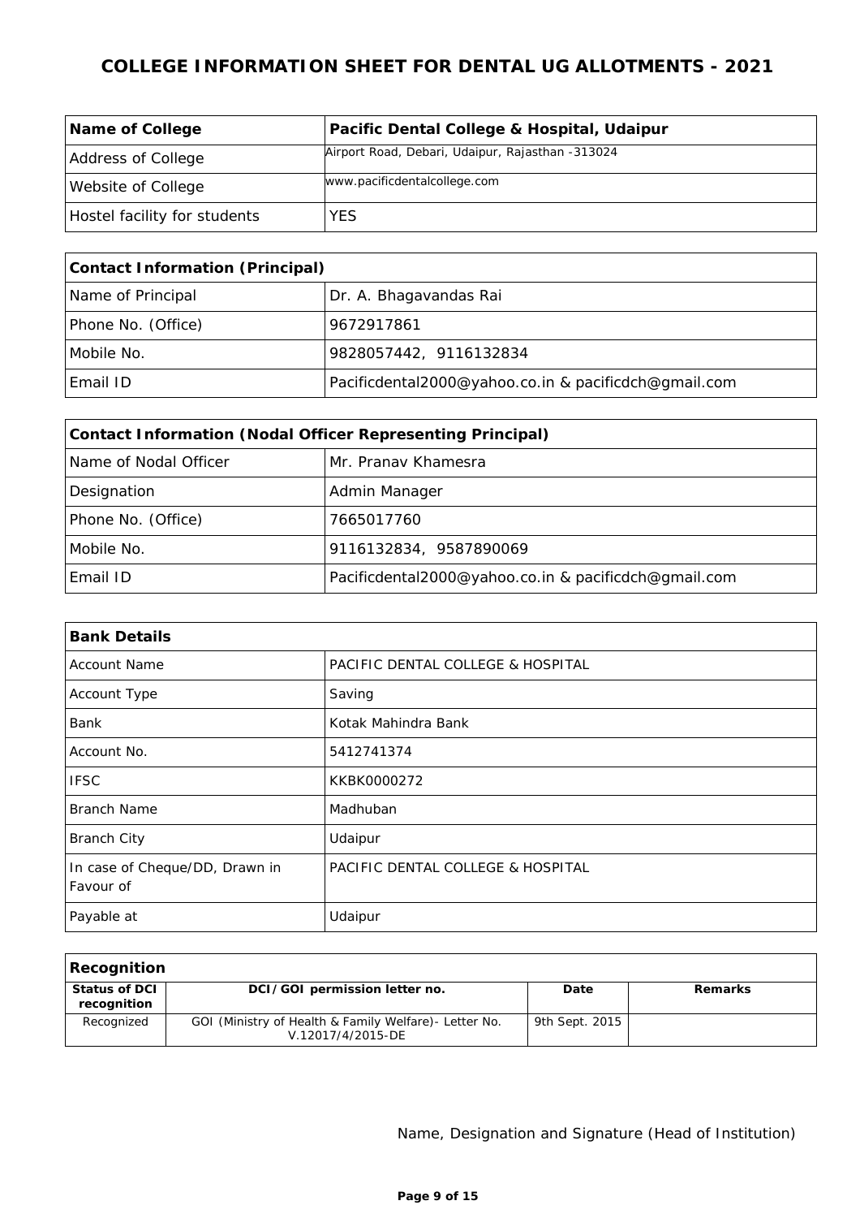# COLLEGE INFORMATION SHEET FOR DENTAL UG ALLOTMENTS - 2021

| **Name of College** | **Pacific Dental College & Hospital, Udaipur** |
|---|---|
| Address of College | Airport Road, Debari, Udaipur, Rajasthan -313024 |
| Website of College | www.pacificdentalcollege.com |
| Hostel facility for students | YES |

| **Contact Information (Principal)** | |
|---|---|
| Name of Principal | Dr. A. Bhagavandas Rai |
| Phone No. (Office) | 9672917861 |
| Mobile No. | 9828057442, 9116132834 |
| Email ID | Pacificdental2000@yahoo.co.in & pacificdch@gmail.com |

| **Contact Information (Nodal Officer Representing Principal)** | |
|---|---|
| Name of Nodal Officer | Mr. Pranav Khamesra |
| Designation | Admin Manager |
| Phone No. (Office) | 7665017760 |
| Mobile No. | 9116132834, 9587890069 |
| Email ID | Pacificdental2000@yahoo.co.in & pacificdch@gmail.com |

| **Bank Details** | |
|---|---|
| Account Name | PACIFIC DENTAL COLLEGE & HOSPITAL |
| Account Type | Saving |
| Bank | Kotak Mahindra Bank |
| Account No. | 5412741374 |
| IFSC | KKBK0000272 |
| Branch Name | Madhuban |
| Branch City | Udaipur |
| In case of Cheque/DD, Drawn in Favour of | PACIFIC DENTAL COLLEGE & HOSPITAL |
| Payable at | Udaipur |

| **Recognition** | | | |
|---|---|---|---|
| **Status of DCI recognition** | **DCI/GOI permission letter no.** | **Date** | **Remarks** |
| Recognized | GOI (Ministry of Health & Family Welfare)- Letter No. V.12017/4/2015-DE | 9th Sept. 2015 | |

Name, Designation and Signature (Head of Institution)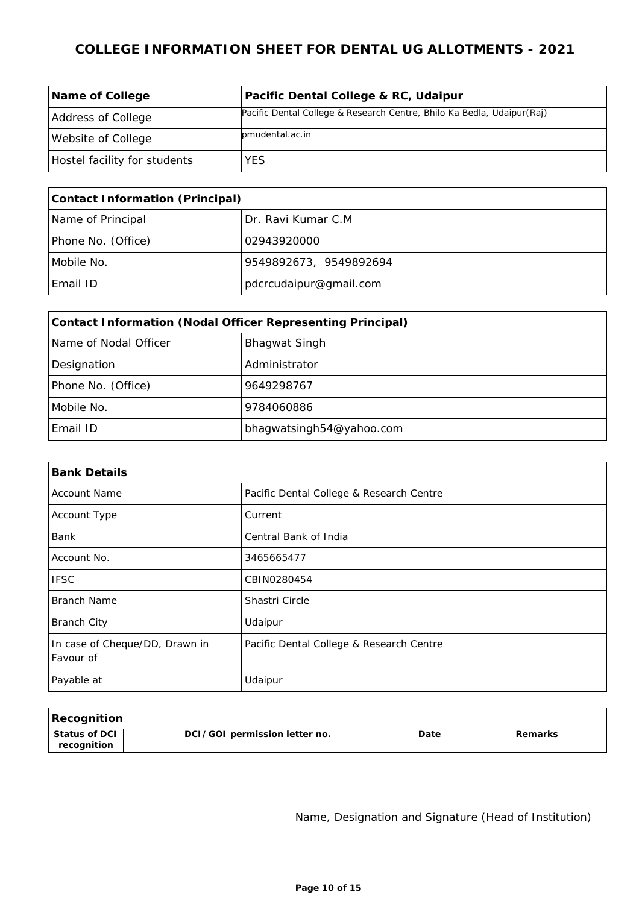# COLLEGE INFORMATION SHEET FOR DENTAL UG ALLOTMENTS - 2021

| **Name of College** | **Pacific Dental College & RC, Udaipur** |
|---|---|
| Address of College | Pacific Dental College & Research Centre, Bhilo Ka Bedla, Udaipur(Raj) |
| Website of College | pmudental.ac.in |
| Hostel facility for students | YES |

| **Contact Information (Principal)** | |
|---|---|
| Name of Principal | Dr. Ravi Kumar C.M |
| Phone No. (Office) | 02943920000 |
| Mobile No. | 9549892673, 9549892694 |
| Email ID | pdcrcudaipur@gmail.com |

| **Contact Information (Nodal Officer Representing Principal)** | |
|---|---|
| Name of Nodal Officer | Bhagwat Singh |
| Designation | Administrator |
| Phone No. (Office) | 9649298767 |
| Mobile No. | 9784060886 |
| Email ID | bhagwatsingh54@yahoo.com |

| **Bank Details** | |
|---|---|
| Account Name | Pacific Dental College & Research Centre |
| Account Type | Current |
| Bank | Central Bank of India |
| Account No. | 3465665477 |
| IFSC | CBIN0280454 |
| Branch Name | Shastri Circle |
| Branch City | Udaipur |
| In case of Cheque/DD, Drawn in Favour of | Pacific Dental College & Research Centre |
| Payable at | Udaipur |

| **Recognition** | | | |
|---|---|---|---|
| **Status of DCI recognition** | **DCI/GOI permission letter no.** | **Date** | **Remarks** |

Name, Designation and Signature (Head of Institution)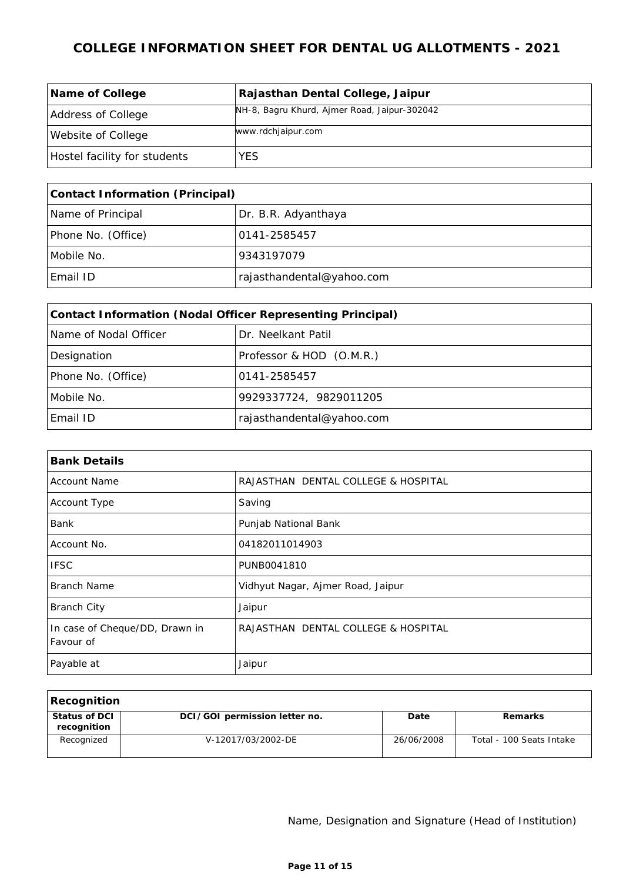# COLLEGE INFORMATION SHEET FOR DENTAL UG ALLOTMENTS - 2021

| Name of College | Rajasthan Dental College, Jaipur |
|---|---|
| Address of College | NH-8, Bagru Khurd, Ajmer Road, Jaipur-302042 |
| Website of College | www.rdchjaipur.com |
| Hostel facility for students | YES |

| Contact Information (Principal) | |
|---|---|
| Name of Principal | Dr. B.R. Adyanthaya |
| Phone No. (Office) | 0141-2585457 |
| Mobile No. | 9343197079 |
| Email ID | rajasthandental@yahoo.com |

| Contact Information (Nodal Officer Representing Principal) | |
|---|---|
| Name of Nodal Officer | Dr. Neelkant Patil |
| Designation | Professor & HOD (O.M.R.) |
| Phone No. (Office) | 0141-2585457 |
| Mobile No. | 9929337724, 9829011205 |
| Email ID | rajasthandental@yahoo.com |

| Bank Details | |
|---|---|
| Account Name | RAJASTHAN DENTAL COLLEGE & HOSPITAL |
| Account Type | Saving |
| Bank | Punjab National Bank |
| Account No. | 04182011014903 |
| IFSC | PUNB0041810 |
| Branch Name | Vidhyut Nagar, Ajmer Road, Jaipur |
| Branch City | Jaipur |
| In case of Cheque/DD, Drawn in Favour of | RAJASTHAN DENTAL COLLEGE & HOSPITAL |
| Payable at | Jaipur |

**Recognition**

| Status of DCI recognition | DCI/GOI permission letter no. | Date | Remarks |
|---|---|---|---|
| Recognized | V-12017/03/2002-DE | 26/06/2008 | Total - 100 Seats Intake |

Name, Designation and Signature (Head of Institution)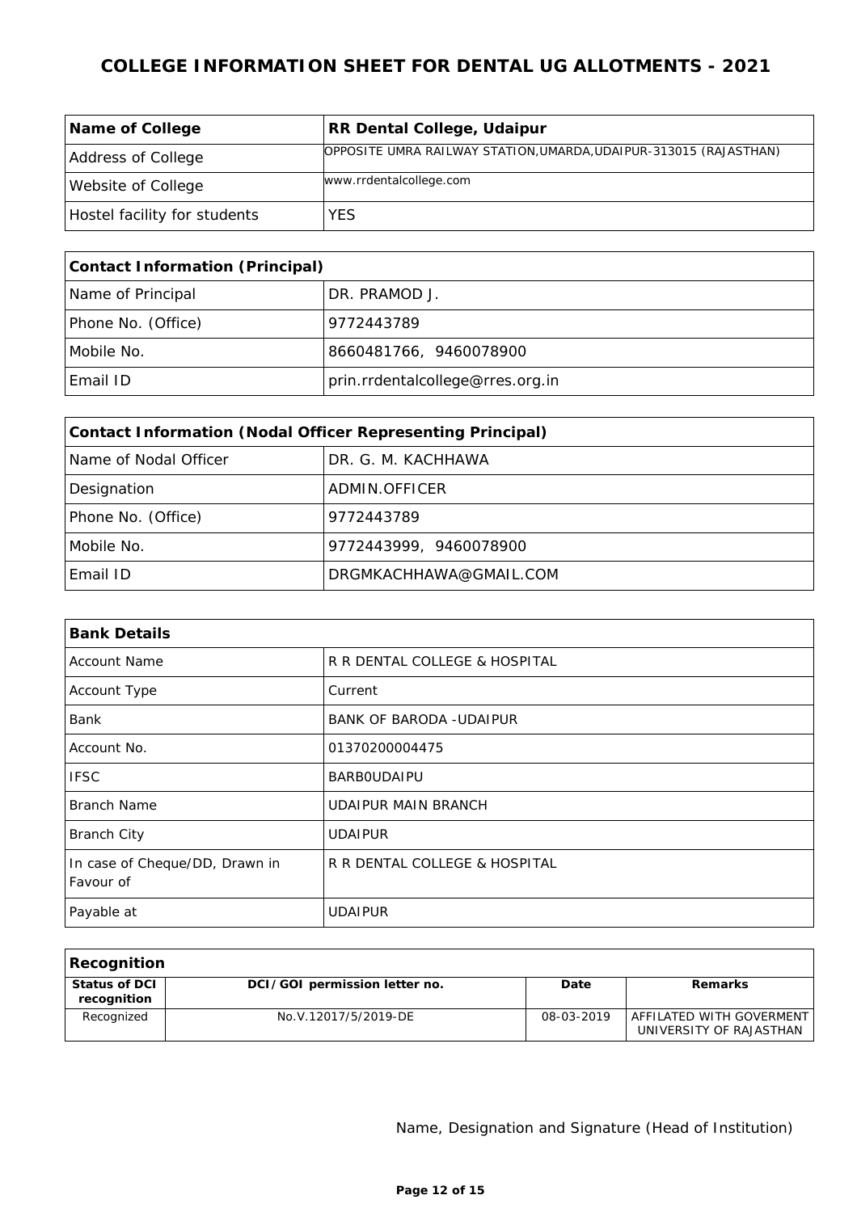# COLLEGE INFORMATION SHEET FOR DENTAL UG ALLOTMENTS - 2021

| **Name of College** | **RR Dental College, Udaipur** |
|---|---|
| Address of College | OPPOSITE UMRA RAILWAY STATION,UMARDA,UDAIPUR-313015 (RAJASTHAN) |
| Website of College | www.rrdentalcollege.com |
| Hostel facility for students | YES |

| **Contact Information (Principal)** | |
|---|---|
| Name of Principal | DR. PRAMOD J. |
| Phone No. (Office) | 9772443789 |
| Mobile No. | 8660481766, 9460078900 |
| Email ID | prin.rrdentalcollege@rres.org.in |

| **Contact Information (Nodal Officer Representing Principal)** | |
|---|---|
| Name of Nodal Officer | DR. G. M. KACHHAWA |
| Designation | ADMIN.OFFICER |
| Phone No. (Office) | 9772443789 |
| Mobile No. | 9772443999, 9460078900 |
| Email ID | DRGMKACHHAWA@GMAIL.COM |

| **Bank Details** | |
|---|---|
| Account Name | R R DENTAL COLLEGE & HOSPITAL |
| Account Type | Current |
| Bank | BANK OF BARODA -UDAIPUR |
| Account No. | 01370200004475 |
| IFSC | BARB0UDAIPU |
| Branch Name | UDAIPUR MAIN BRANCH |
| Branch City | UDAIPUR |
| In case of Cheque/DD, Drawn in Favour of | R R DENTAL COLLEGE & HOSPITAL |
| Payable at | UDAIPUR |

| **Recognition** | | | |
|---|---|---|---|
| **Status of DCI recognition** | **DCI/GOI permission letter no.** | **Date** | **Remarks** |
| Recognized | No.V.12017/5/2019-DE | 08-03-2019 | AFFILATED WITH GOVERMENT UNIVERSITY OF RAJASTHAN |

Name, Designation and Signature (Head of Institution)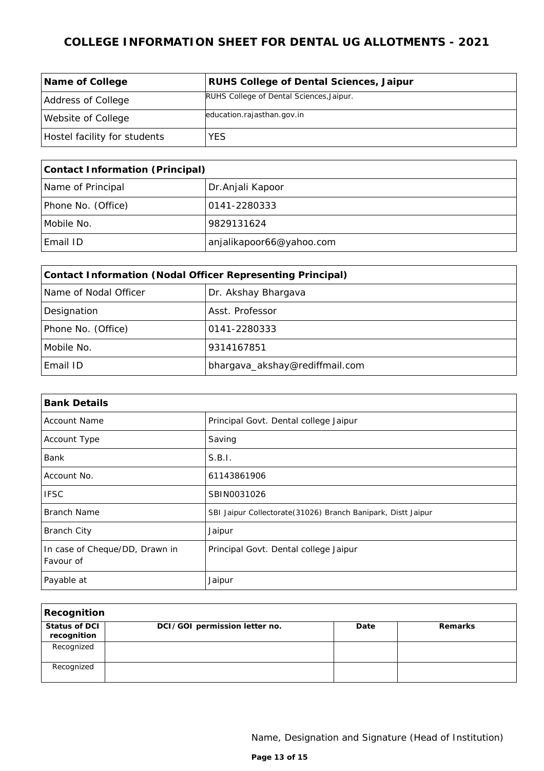# COLLEGE INFORMATION SHEET FOR DENTAL UG ALLOTMENTS - 2021

| **Name of College** | **RUHS College of Dental Sciences, Jaipur** |
|---|---|
| Address of College | RUHS College of Dental Sciences,Jaipur. |
| Website of College | education.rajasthan.gov.in |
| Hostel facility for students | YES |

| **Contact Information (Principal)** | |
|---|---|
| Name of Principal | Dr.Anjali Kapoor |
| Phone No. (Office) | 0141-2280333 |
| Mobile No. | 9829131624 |
| Email ID | anjalikapoor66@yahoo.com |

| **Contact Information (Nodal Officer Representing Principal)** | |
|---|---|
| Name of Nodal Officer | Dr. Akshay Bhargava |
| Designation | Asst. Professor |
| Phone No. (Office) | 0141-2280333 |
| Mobile No. | 9314167851 |
| Email ID | bhargava_akshay@rediffmail.com |

| **Bank Details** | |
|---|---|
| Account Name | Principal Govt. Dental college Jaipur |
| Account Type | Saving |
| Bank | S.B.I. |
| Account No. | 61143861906 |
| IFSC | SBIN0031026 |
| Branch Name | SBI Jaipur Collectorate(31026) Branch Banipark, Distt Jaipur |
| Branch City | Jaipur |
| In case of Cheque/DD, Drawn in Favour of | Principal Govt. Dental college Jaipur |
| Payable at | Jaipur |

| **Recognition** | | | |
|---|---|---|---|
| **Status of DCI recognition** | **DCI/GOI permission letter no.** | **Date** | **Remarks** |
| Recognized | | | |
| Recognized | | | |

Name, Designation and Signature (Head of Institution)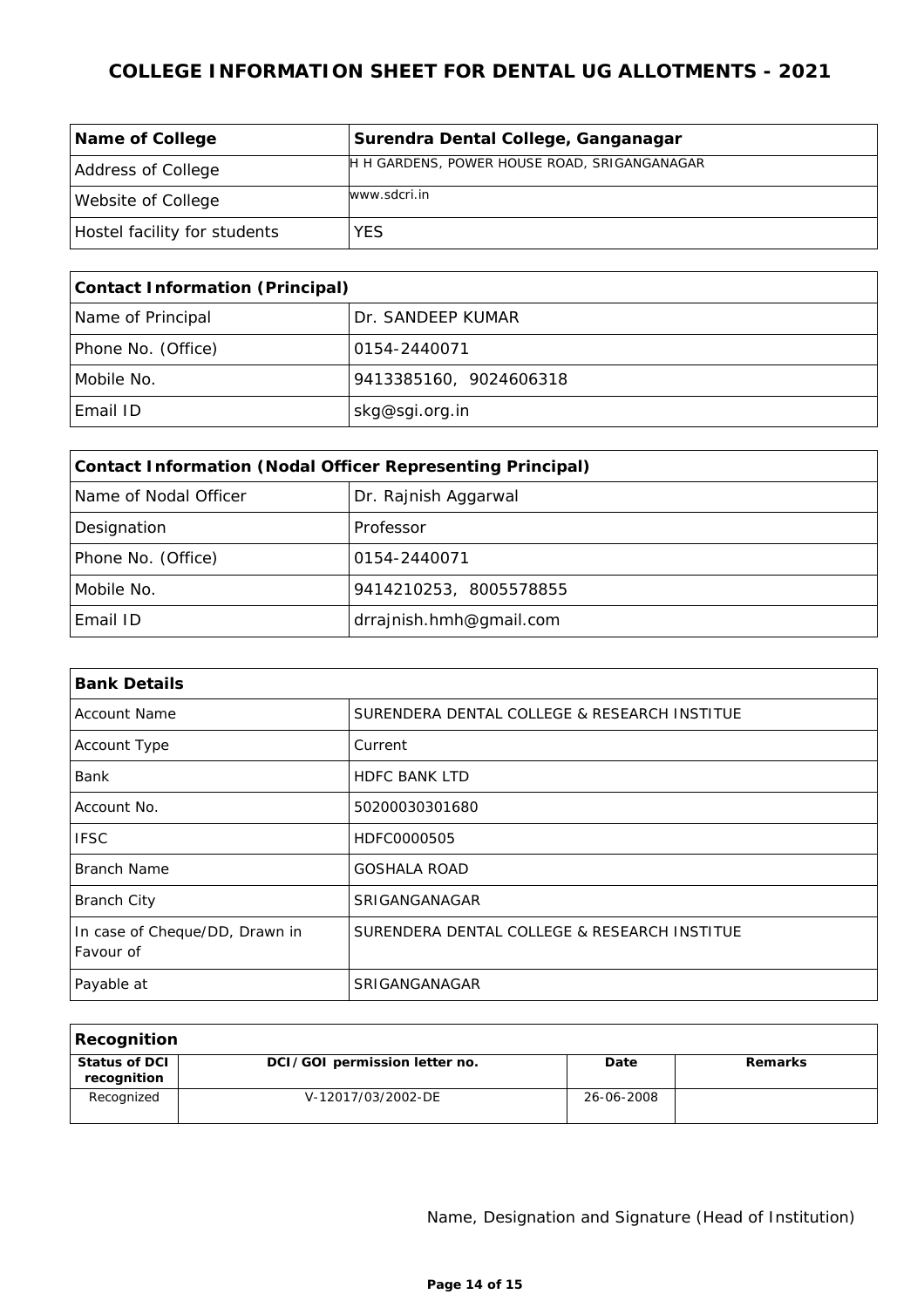# COLLEGE INFORMATION SHEET FOR DENTAL UG ALLOTMENTS - 2021

| **Name of College** | **Surendra Dental College, Ganganagar** |
|---|---|
| Address of College | H H GARDENS, POWER HOUSE ROAD, SRIGANGANAGAR |
| Website of College | www.sdcri.in |
| Hostel facility for students | YES |

| **Contact Information (Principal)** | |
|---|---|
| Name of Principal | Dr. SANDEEP KUMAR |
| Phone No. (Office) | 0154-2440071 |
| Mobile No. | 9413385160, 9024606318 |
| Email ID | skg@sgi.org.in |

| **Contact Information (Nodal Officer Representing Principal)** | |
|---|---|
| Name of Nodal Officer | Dr. Rajnish Aggarwal |
| Designation | Professor |
| Phone No. (Office) | 0154-2440071 |
| Mobile No. | 9414210253, 8005578855 |
| Email ID | drrajnish.hmh@gmail.com |

| **Bank Details** | |
|---|---|
| Account Name | SURENDERA DENTAL COLLEGE & RESEARCH INSTITUE |
| Account Type | Current |
| Bank | HDFC BANK LTD |
| Account No. | 50200030301680 |
| IFSC | HDFC0000505 |
| Branch Name | GOSHALA ROAD |
| Branch City | SRIGANGANAGAR |
| In case of Cheque/DD, Drawn in Favour of | SURENDERA DENTAL COLLEGE & RESEARCH INSTITUE |
| Payable at | SRIGANGANAGAR |

| **Recognition** | | | |
|---|---|---|---|
| **Status of DCI recognition** | **DCI/GOI permission letter no.** | **Date** | **Remarks** |
| Recognized | V-12017/03/2002-DE | 26-06-2008 | |

Name, Designation and Signature (Head of Institution)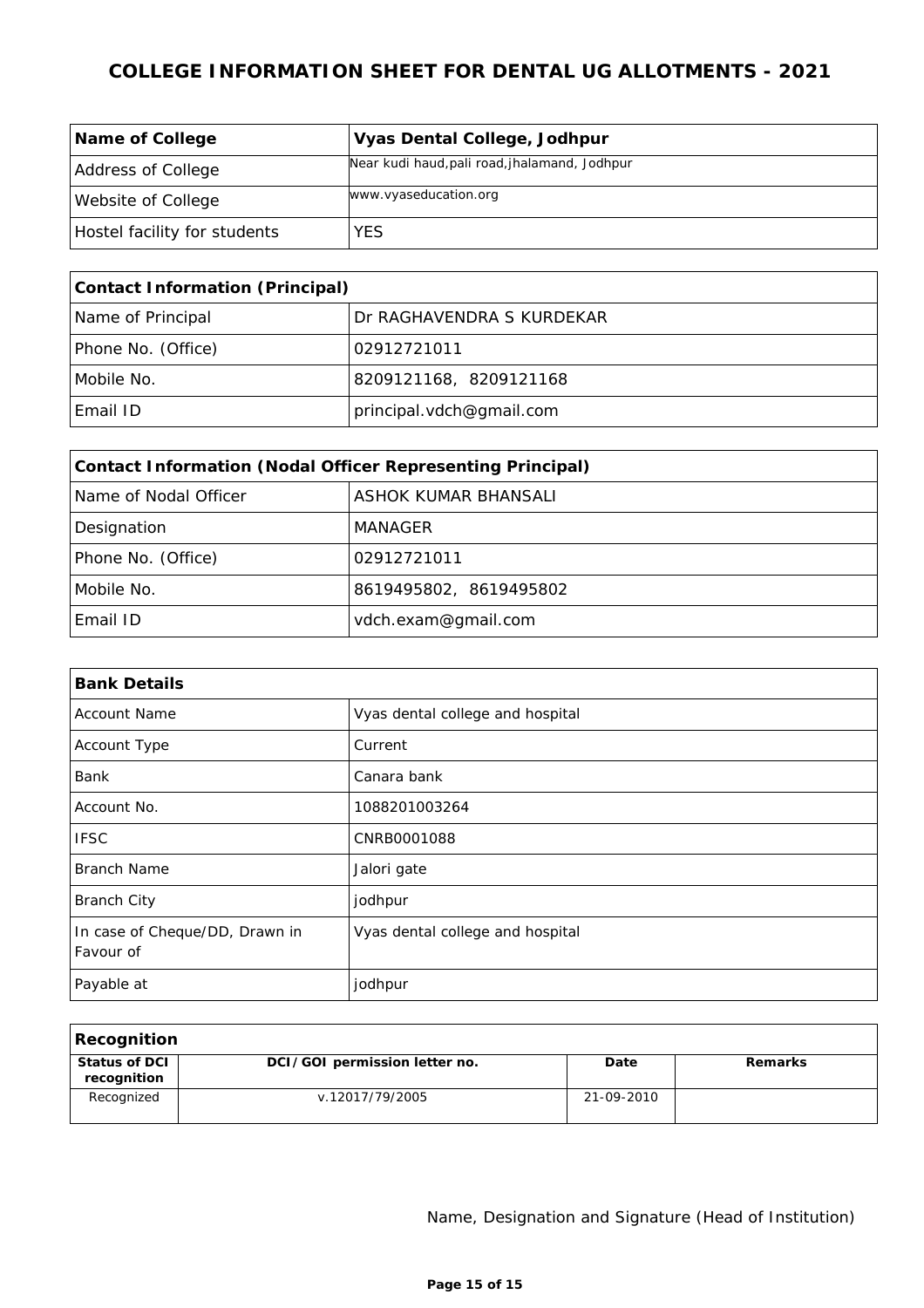# COLLEGE INFORMATION SHEET FOR DENTAL UG ALLOTMENTS - 2021

| | |
|---|---|
| **Name of College** | **Vyas Dental College, Jodhpur** |
| Address of College | Near kudi haud,pali road,jhalamand, Jodhpur |
| Website of College | www.vyaseducation.org |
| Hostel facility for students | YES |

| **Contact Information (Principal)** | |
|---|---|
| Name of Principal | Dr RAGHAVENDRA S KURDEKAR |
| Phone No. (Office) | 02912721011 |
| Mobile No. | 8209121168, 8209121168 |
| Email ID | principal.vdch@gmail.com |

| **Contact Information (Nodal Officer Representing Principal)** | |
|---|---|
| Name of Nodal Officer | ASHOK KUMAR BHANSALI |
| Designation | MANAGER |
| Phone No. (Office) | 02912721011 |
| Mobile No. | 8619495802, 8619495802 |
| Email ID | vdch.exam@gmail.com |

| **Bank Details** | |
|---|---|
| Account Name | Vyas dental college and hospital |
| Account Type | Current |
| Bank | Canara bank |
| Account No. | 1088201003264 |
| IFSC | CNRB0001088 |
| Branch Name | Jalori gate |
| Branch City | jodhpur |
| In case of Cheque/DD, Drawn in Favour of | Vyas dental college and hospital |
| Payable at | jodhpur |

**Recognition**

| Status of DCI recognition | DCI/GOI permission letter no. | Date | Remarks |
|---|---|---|---|
| Recognized | v.12017/79/2005 | 21-09-2010 | |

Name, Designation and Signature (Head of Institution)